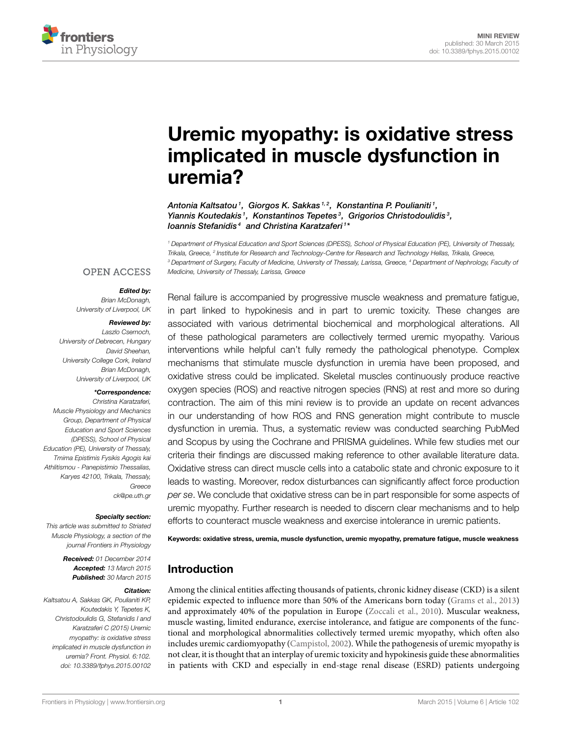MINI REVIEW
published: 30 March 2015
doi: 10.3389/fphys.2015.00102

# Uremic myopathy: is oxidative stress implicated in muscle dysfunction in uremia?

*Antonia Kaltsatou[1], Giorgos K. Sakkas[1,2], Konstantina P. Poulianiti[1], Yiannis Koutedakis[1], Konstantinos Tepetes[3], Grigorios Christodoulidis[3], Ioannis Stefanidis[4] and Christina Karatzaferi[1]**

[1] Department of Physical Education and Sport Sciences (DPESS), School of Physical Education (PE), University of Thessaly, Trikala, Greece, [2] Institute for Research and Technology-Centre for Research and Technology Hellas, Trikala, Greece, [3] Department of Surgery, Faculty of Medicine, University of Thessaly, Larissa, Greece, [4] Department of Nephrology, Faculty of Medicine, University of Thessaly, Larissa, Greece

OPEN ACCESS

***Edited by:***
*Brian McDonagh, University of Liverpool, UK*

***Reviewed by:***
*Laszlo Csernoch, University of Debrecen, Hungary*
*David Sheehan, University College Cork, Ireland*
*Brian McDonagh, University of Liverpool, UK*

***\*Correspondence:***
*Christina Karatzaferi, Muscle Physiology and Mechanics Group, Department of Physical Education and Sport Sciences (DPESS), School of Physical Education (PE), University of Thessaly, Tmima Epistimis Fysikis Agogis kai Athlitismou - Panepistimio Thessalias, Karyes 42100, Trikala, Thessaly, Greece*
*ck@pe.uth.gr*

***Specialty section:***
*This article was submitted to Striated Muscle Physiology, a section of the journal Frontiers in Physiology*

***Received:*** *01 December 2014*
***Accepted:*** *13 March 2015*
***Published:*** *30 March 2015*

***Citation:***
*Kaltsatou A, Sakkas GK, Poulianiti KP, Koutedakis Y, Tepetes K, Christodoulidis G, Stefanidis I and Karatzaferi C (2015) Uremic myopathy: is oxidative stress implicated in muscle dysfunction in uremia? Front. Physiol. 6:102. doi: 10.3389/fphys.2015.00102*

Renal failure is accompanied by progressive muscle weakness and premature fatigue, in part linked to hypokinesis and in part to uremic toxicity. These changes are associated with various detrimental biochemical and morphological alterations. All of these pathological parameters are collectively termed uremic myopathy. Various interventions while helpful can't fully remedy the pathological phenotype. Complex mechanisms that stimulate muscle dysfunction in uremia have been proposed, and oxidative stress could be implicated. Skeletal muscles continuously produce reactive oxygen species (ROS) and reactive nitrogen species (RNS) at rest and more so during contraction. The aim of this mini review is to provide an update on recent advances in our understanding of how ROS and RNS generation might contribute to muscle dysfunction in uremia. Thus, a systematic review was conducted searching PubMed and Scopus by using the Cochrane and PRISMA guidelines. While few studies met our criteria their findings are discussed making reference to other available literature data. Oxidative stress can direct muscle cells into a catabolic state and chronic exposure to it leads to wasting. Moreover, redox disturbances can significantly affect force production *per se*. We conclude that oxidative stress can be in part responsible for some aspects of uremic myopathy. Further research is needed to discern clear mechanisms and to help efforts to counteract muscle weakness and exercise intolerance in uremic patients.

**Keywords: oxidative stress, uremia, muscle dysfunction, uremic myopathy, premature fatigue, muscle weakness**

## Introduction

Among the clinical entities affecting thousands of patients, chronic kidney disease (CKD) is a silent epidemic expected to influence more than 50% of the Americans born today (Grams et al., 2013) and approximately 40% of the population in Europe (Zoccali et al., 2010). Muscular weakness, muscle wasting, limited endurance, exercise intolerance, and fatigue are components of the functional and morphological abnormalities collectively termed uremic myopathy, which often also includes uremic cardiomyopathy (Campistol, 2002). While the pathogenesis of uremic myopathy is not clear, it is thought that an interplay of uremic toxicity and hypokinesis guide these abnormalities in patients with CKD and especially in end-stage renal disease (ESRD) patients undergoing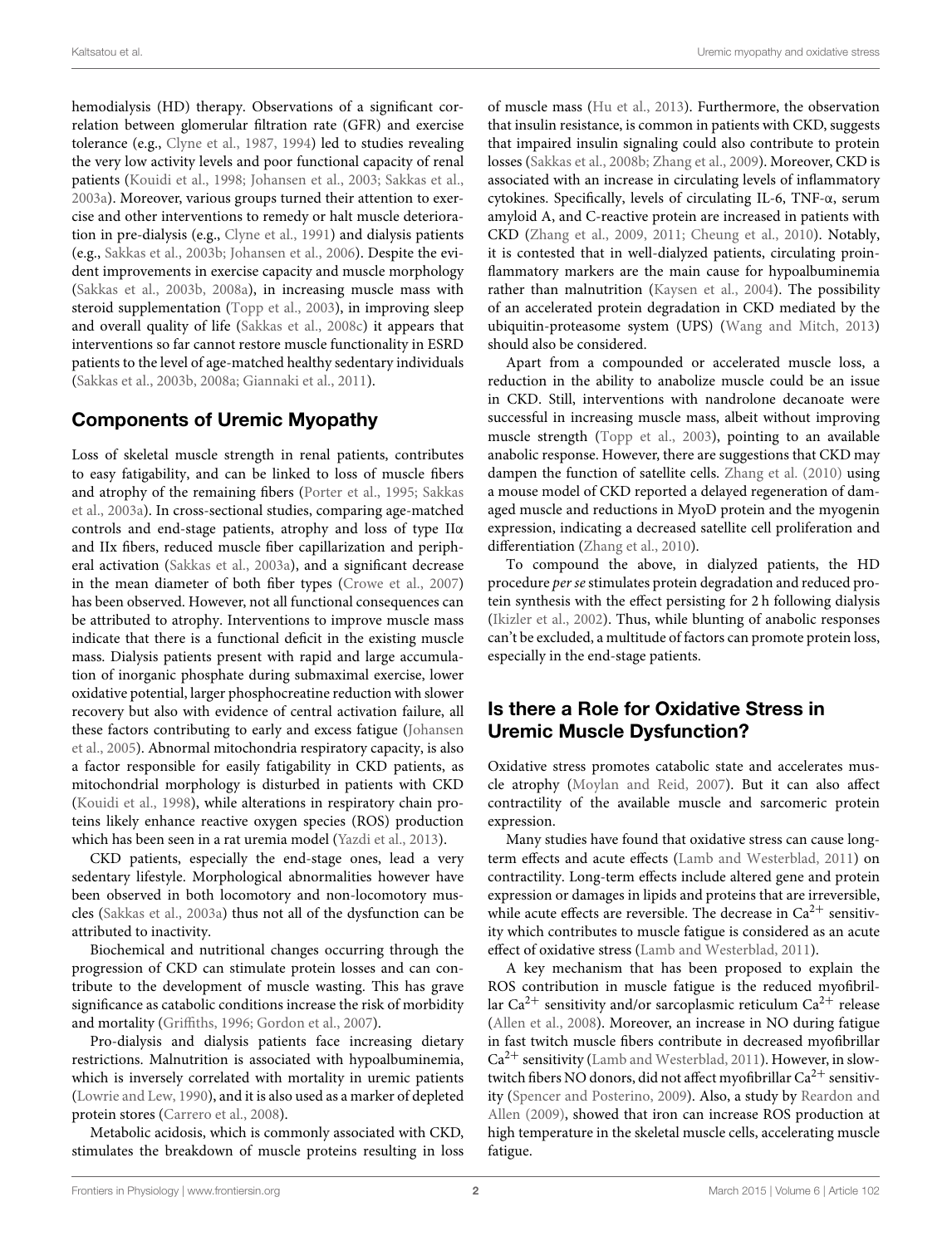hemodialysis (HD) therapy. Observations of a significant correlation between glomerular filtration rate (GFR) and exercise tolerance (e.g., Clyne et al., 1987, 1994) led to studies revealing the very low activity levels and poor functional capacity of renal patients (Kouidi et al., 1998; Johansen et al., 2003; Sakkas et al., 2003a). Moreover, various groups turned their attention to exercise and other interventions to remedy or halt muscle deterioration in pre-dialysis (e.g., Clyne et al., 1991) and dialysis patients (e.g., Sakkas et al., 2003b; Johansen et al., 2006). Despite the evident improvements in exercise capacity and muscle morphology (Sakkas et al., 2003b, 2008a), in increasing muscle mass with steroid supplementation (Topp et al., 2003), in improving sleep and overall quality of life (Sakkas et al., 2008c) it appears that interventions so far cannot restore muscle functionality in ESRD patients to the level of age-matched healthy sedentary individuals (Sakkas et al., 2003b, 2008a; Giannaki et al., 2011).

## Components of Uremic Myopathy

Loss of skeletal muscle strength in renal patients, contributes to easy fatigability, and can be linked to loss of muscle fibers and atrophy of the remaining fibers (Porter et al., 1995; Sakkas et al., 2003a). In cross-sectional studies, comparing age-matched controls and end-stage patients, atrophy and loss of type IIα and IIx fibers, reduced muscle fiber capillarization and peripheral activation (Sakkas et al., 2003a), and a significant decrease in the mean diameter of both fiber types (Crowe et al., 2007) has been observed. However, not all functional consequences can be attributed to atrophy. Interventions to improve muscle mass indicate that there is a functional deficit in the existing muscle mass. Dialysis patients present with rapid and large accumulation of inorganic phosphate during submaximal exercise, lower oxidative potential, larger phosphocreatine reduction with slower recovery but also with evidence of central activation failure, all these factors contributing to early and excess fatigue (Johansen et al., 2005). Abnormal mitochondria respiratory capacity, is also a factor responsible for easily fatigability in CKD patients, as mitochondrial morphology is disturbed in patients with CKD (Kouidi et al., 1998), while alterations in respiratory chain proteins likely enhance reactive oxygen species (ROS) production which has been seen in a rat uremia model (Yazdi et al., 2013).

CKD patients, especially the end-stage ones, lead a very sedentary lifestyle. Morphological abnormalities however have been observed in both locomotory and non-locomotory muscles (Sakkas et al., 2003a) thus not all of the dysfunction can be attributed to inactivity.

Biochemical and nutritional changes occurring through the progression of CKD can stimulate protein losses and can contribute to the development of muscle wasting. This has grave significance as catabolic conditions increase the risk of morbidity and mortality (Griffiths, 1996; Gordon et al., 2007).

Pro-dialysis and dialysis patients face increasing dietary restrictions. Malnutrition is associated with hypoalbuminemia, which is inversely correlated with mortality in uremic patients (Lowrie and Lew, 1990), and it is also used as a marker of depleted protein stores (Carrero et al., 2008).

Metabolic acidosis, which is commonly associated with CKD, stimulates the breakdown of muscle proteins resulting in loss of muscle mass (Hu et al., 2013). Furthermore, the observation that insulin resistance, is common in patients with CKD, suggests that impaired insulin signaling could also contribute to protein losses (Sakkas et al., 2008b; Zhang et al., 2009). Moreover, CKD is associated with an increase in circulating levels of inflammatory cytokines. Specifically, levels of circulating IL-6, TNF-α, serum amyloid A, and C-reactive protein are increased in patients with CKD (Zhang et al., 2009, 2011; Cheung et al., 2010). Notably, it is contested that in well-dialyzed patients, circulating proinflammatory markers are the main cause for hypoalbuminemia rather than malnutrition (Kaysen et al., 2004). The possibility of an accelerated protein degradation in CKD mediated by the ubiquitin-proteasome system (UPS) (Wang and Mitch, 2013) should also be considered.

Apart from a compounded or accelerated muscle loss, a reduction in the ability to anabolize muscle could be an issue in CKD. Still, interventions with nandrolone decanoate were successful in increasing muscle mass, albeit without improving muscle strength (Topp et al., 2003), pointing to an available anabolic response. However, there are suggestions that CKD may dampen the function of satellite cells. Zhang et al. (2010) using a mouse model of CKD reported a delayed regeneration of damaged muscle and reductions in MyoD protein and the myogenin expression, indicating a decreased satellite cell proliferation and differentiation (Zhang et al., 2010).

To compound the above, in dialyzed patients, the HD procedure *per se* stimulates protein degradation and reduced protein synthesis with the effect persisting for 2 h following dialysis (Ikizler et al., 2002). Thus, while blunting of anabolic responses can't be excluded, a multitude of factors can promote protein loss, especially in the end-stage patients.

## Is there a Role for Oxidative Stress in Uremic Muscle Dysfunction?

Oxidative stress promotes catabolic state and accelerates muscle atrophy (Moylan and Reid, 2007). But it can also affect contractility of the available muscle and sarcomeric protein expression.

Many studies have found that oxidative stress can cause long-term effects and acute effects (Lamb and Westerblad, 2011) on contractility. Long-term effects include altered gene and protein expression or damages in lipids and proteins that are irreversible, while acute effects are reversible. The decrease in $Ca^{2+}$ sensitivity which contributes to muscle fatigue is considered as an acute effect of oxidative stress (Lamb and Westerblad, 2011).

A key mechanism that has been proposed to explain the ROS contribution in muscle fatigue is the reduced myofibrillar $Ca^{2+}$ sensitivity and/or sarcoplasmic reticulum $Ca^{2+}$ release (Allen et al., 2008). Moreover, an increase in NO during fatigue in fast twitch muscle fibers contribute in decreased myofibrillar $Ca^{2+}$ sensitivity (Lamb and Westerblad, 2011). However, in slow-twitch fibers NO donors, did not affect myofibrillar $Ca^{2+}$ sensitivity (Spencer and Posterino, 2009). Also, a study by Reardon and Allen (2009), showed that iron can increase ROS production at high temperature in the skeletal muscle cells, accelerating muscle fatigue.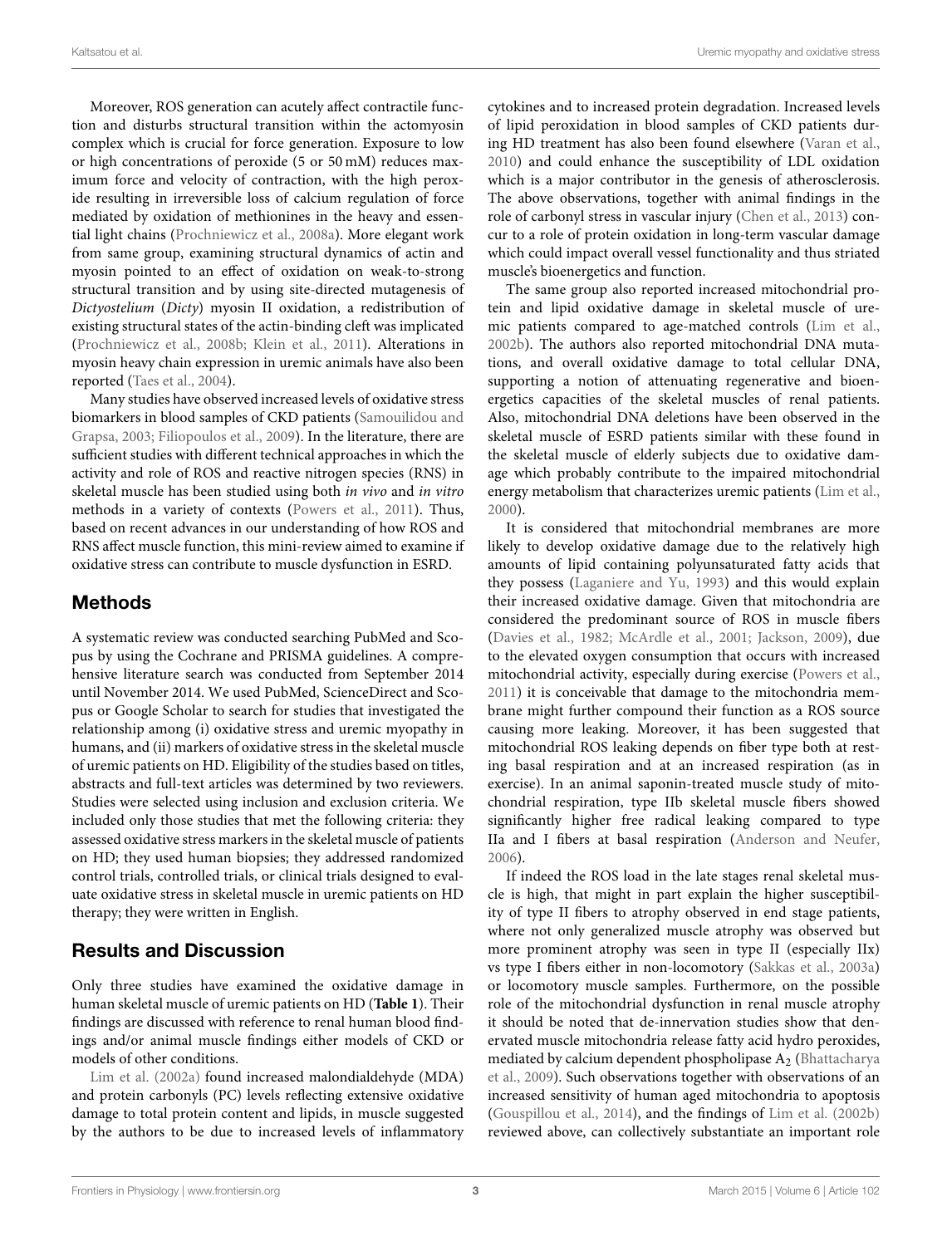Moreover, ROS generation can acutely affect contractile function and disturbs structural transition within the actomyosin complex which is crucial for force generation. Exposure to low or high concentrations of peroxide (5 or 50 mM) reduces maximum force and velocity of contraction, with the high peroxide resulting in irreversible loss of calcium regulation of force mediated by oxidation of methionines in the heavy and essential light chains (Prochniewicz et al., 2008a). More elegant work from same group, examining structural dynamics of actin and myosin pointed to an effect of oxidation on weak-to-strong structural transition and by using site-directed mutagenesis of *Dictyostelium* (*Dicty*) myosin II oxidation, a redistribution of existing structural states of the actin-binding cleft was implicated (Prochniewicz et al., 2008b; Klein et al., 2011). Alterations in myosin heavy chain expression in uremic animals have also been reported (Taes et al., 2004).

Many studies have observed increased levels of oxidative stress biomarkers in blood samples of CKD patients (Samouilidou and Grapsa, 2003; Filiopoulos et al., 2009). In the literature, there are sufficient studies with different technical approaches in which the activity and role of ROS and reactive nitrogen species (RNS) in skeletal muscle has been studied using both *in vivo* and *in vitro* methods in a variety of contexts (Powers et al., 2011). Thus, based on recent advances in our understanding of how ROS and RNS affect muscle function, this mini-review aimed to examine if oxidative stress can contribute to muscle dysfunction in ESRD.

## Methods

A systematic review was conducted searching PubMed and Scopus by using the Cochrane and PRISMA guidelines. A comprehensive literature search was conducted from September 2014 until November 2014. We used PubMed, ScienceDirect and Scopus or Google Scholar to search for studies that investigated the relationship among (i) oxidative stress and uremic myopathy in humans, and (ii) markers of oxidative stress in the skeletal muscle of uremic patients on HD. Eligibility of the studies based on titles, abstracts and full-text articles was determined by two reviewers. Studies were selected using inclusion and exclusion criteria. We included only those studies that met the following criteria: they assessed oxidative stress markers in the skeletal muscle of patients on HD; they used human biopsies; they addressed randomized control trials, controlled trials, or clinical trials designed to evaluate oxidative stress in skeletal muscle in uremic patients on HD therapy; they were written in English.

## Results and Discussion

Only three studies have examined the oxidative damage in human skeletal muscle of uremic patients on HD (**Table 1**). Their findings are discussed with reference to renal human blood findings and/or animal muscle findings either models of CKD or models of other conditions.

Lim et al. (2002a) found increased malondialdehyde (MDA) and protein carbonyls (PC) levels reflecting extensive oxidative damage to total protein content and lipids, in muscle suggested by the authors to be due to increased levels of inflammatory cytokines and to increased protein degradation. Increased levels of lipid peroxidation in blood samples of CKD patients during HD treatment has also been found elsewhere (Varan et al., 2010) and could enhance the susceptibility of LDL oxidation which is a major contributor in the genesis of atherosclerosis. The above observations, together with animal findings in the role of carbonyl stress in vascular injury (Chen et al., 2013) concur to a role of protein oxidation in long-term vascular damage which could impact overall vessel functionality and thus striated muscle's bioenergetics and function.

The same group also reported increased mitochondrial protein and lipid oxidative damage in skeletal muscle of uremic patients compared to age-matched controls (Lim et al., 2002b). The authors also reported mitochondrial DNA mutations, and overall oxidative damage to total cellular DNA, supporting a notion of attenuating regenerative and bioenergetics capacities of the skeletal muscles of renal patients. Also, mitochondrial DNA deletions have been observed in the skeletal muscle of ESRD patients similar with these found in the skeletal muscle of elderly subjects due to oxidative damage which probably contribute to the impaired mitochondrial energy metabolism that characterizes uremic patients (Lim et al., 2000).

It is considered that mitochondrial membranes are more likely to develop oxidative damage due to the relatively high amounts of lipid containing polyunsaturated fatty acids that they possess (Laganiere and Yu, 1993) and this would explain their increased oxidative damage. Given that mitochondria are considered the predominant source of ROS in muscle fibers (Davies et al., 1982; McArdle et al., 2001; Jackson, 2009), due to the elevated oxygen consumption that occurs with increased mitochondrial activity, especially during exercise (Powers et al., 2011) it is conceivable that damage to the mitochondria membrane might further compound their function as a ROS source causing more leaking. Moreover, it has been suggested that mitochondrial ROS leaking depends on fiber type both at resting basal respiration and at an increased respiration (as in exercise). In an animal saponin-treated muscle study of mitochondrial respiration, type IIb skeletal muscle fibers showed significantly higher free radical leaking compared to type IIa and I fibers at basal respiration (Anderson and Neufer, 2006).

If indeed the ROS load in the late stages renal skeletal muscle is high, that might in part explain the higher susceptibility of type II fibers to atrophy observed in end stage patients, where not only generalized muscle atrophy was observed but more prominent atrophy was seen in type II (especially IIx) vs type I fibers either in non-locomotory (Sakkas et al., 2003a) or locomotory muscle samples. Furthermore, on the possible role of the mitochondrial dysfunction in renal muscle atrophy it should be noted that de-innervation studies show that denervated muscle mitochondria release fatty acid hydro peroxides, mediated by calcium dependent phospholipase $A_2$ (Bhattacharya et al., 2009). Such observations together with observations of an increased sensitivity of human aged mitochondria to apoptosis (Gouspillou et al., 2014), and the findings of Lim et al. (2002b) reviewed above, can collectively substantiate an important role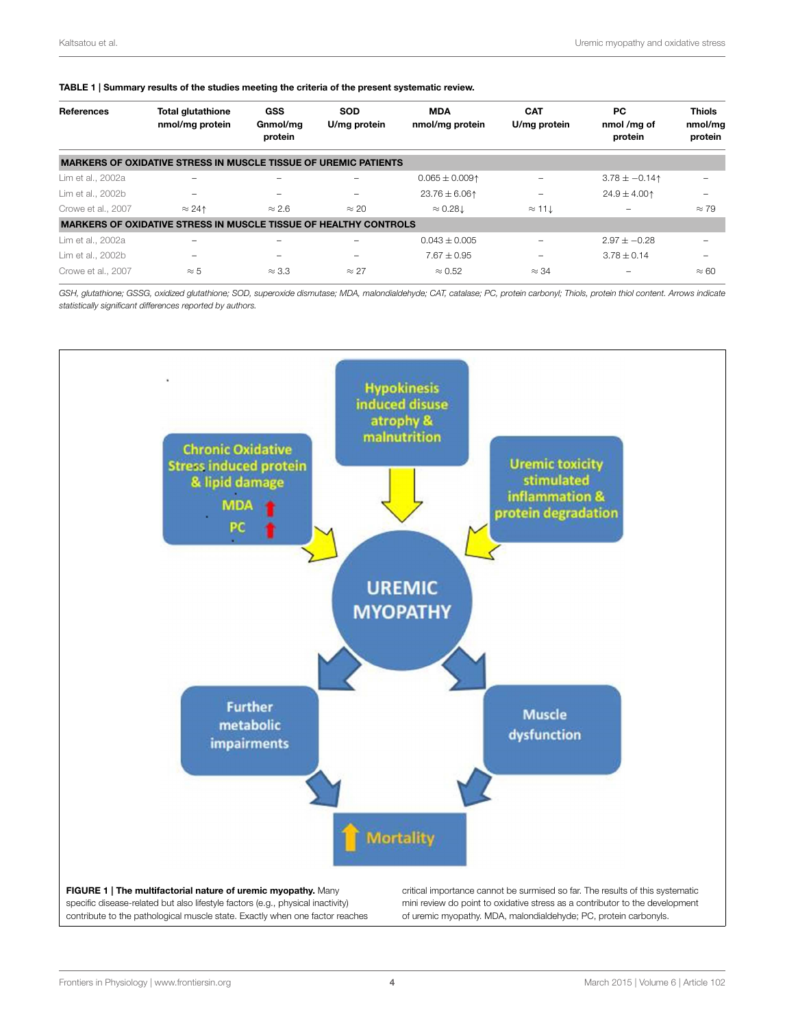**TABLE 1 | Summary results of the studies meeting the criteria of the present systematic review.**

| References | Total glutathione nmol/mg protein | GSS Gnmol/mg protein | SOD U/mg protein | MDA nmol/mg protein | CAT U/mg protein | PC nmol /mg of protein | Thiols nmol/mg protein |
|---|---|---|---|---|---|---|---|
| **MARKERS OF OXIDATIVE STRESS IN MUSCLE TISSUE OF UREMIC PATIENTS** | | | | | | | |
| Lim et al., 2002a | – | – | – | 0.065 ± 0.009↑ | – | 3.78 ± −0.14↑ | – |
| Lim et al., 2002b | – | – | – | 23.76 ± 6.06↑ | – | 24.9 ± 4.00↑ | – |
| Crowe et al., 2007 | ≈ 24↑ | ≈ 2.6 | ≈ 20 | ≈ 0.28↓ | ≈ 11↓ | – | ≈ 79 |
| **MARKERS OF OXIDATIVE STRESS IN MUSCLE TISSUE OF HEALTHY CONTROLS** | | | | | | | |
| Lim et al., 2002a | – | – | – | 0.043 ± 0.005 | – | 2.97 ± −0.28 | – |
| Lim et al., 2002b | – | – | – | 7.67 ± 0.95 | – | 3.78 ± 0.14 | – |
| Crowe et al., 2007 | ≈ 5 | ≈ 3.3 | ≈ 27 | ≈ 0.52 | ≈ 34 | – | ≈ 60 |

*GSH, glutathione; GSSG, oxidized glutathione; SOD, superoxide dismutase; MDA, malondialdehyde; CAT, catalase; PC, protein carbonyl; Thiols, protein thiol content. Arrows indicate statistically significant differences reported by authors.*

**FIGURE 1 | The multifactorial nature of uremic myopathy.** Many specific disease-related but also lifestyle factors (e.g., physical inactivity) contribute to the pathological muscle state. Exactly when one factor reaches critical importance cannot be surmised so far. The results of this systematic mini review do point to oxidative stress as a contributor to the development of uremic myopathy. MDA, malondialdehyde; PC, protein carbonyls.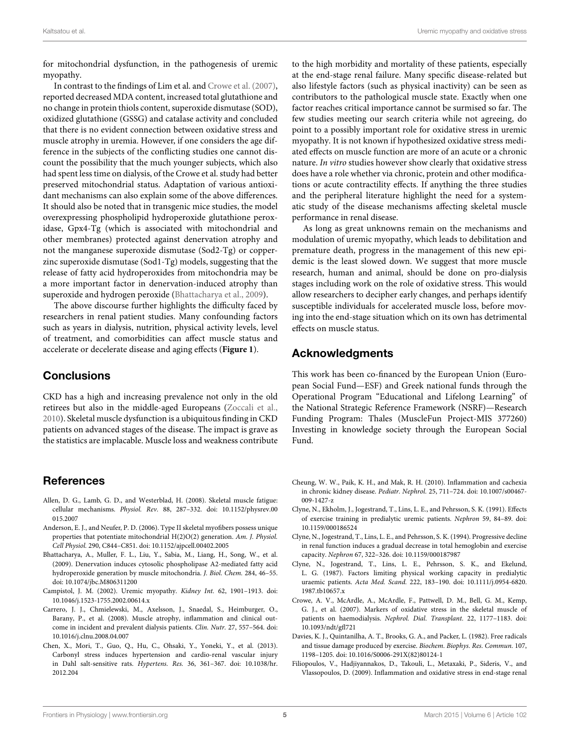for mitochondrial dysfunction, in the pathogenesis of uremic myopathy.

In contrast to the findings of Lim et al. and Crowe et al. (2007), reported decreased MDA content, increased total glutathione and no change in protein thiols content, superoxide dismutase (SOD), oxidized glutathione (GSSG) and catalase activity and concluded that there is no evident connection between oxidative stress and muscle atrophy in uremia. However, if one considers the age difference in the subjects of the conflicting studies one cannot discount the possibility that the much younger subjects, which also had spent less time on dialysis, of the Crowe et al. study had better preserved mitochondrial status. Adaptation of various antioxidant mechanisms can also explain some of the above differences. It should also be noted that in transgenic mice studies, the model overexpressing phospholipid hydroperoxide glutathione peroxidase, Gpx4-Tg (which is associated with mitochondrial and other membranes) protected against denervation atrophy and not the manganese superoxide dismutase (Sod2-Tg) or copper-zinc superoxide dismutase (Sod1-Tg) models, suggesting that the release of fatty acid hydroperoxides from mitochondria may be a more important factor in denervation-induced atrophy than superoxide and hydrogen peroxide (Bhattacharya et al., 2009).

The above discourse further highlights the difficulty faced by researchers in renal patient studies. Many confounding factors such as years in dialysis, nutrition, physical activity levels, level of treatment, and comorbidities can affect muscle status and accelerate or decelerate disease and aging effects (**Figure 1**).

## Conclusions

CKD has a high and increasing prevalence not only in the old retirees but also in the middle-aged Europeans (Zoccali et al., 2010). Skeletal muscle dysfunction is a ubiquitous finding in CKD patients on advanced stages of the disease. The impact is grave as the statistics are implacable. Muscle loss and weakness contribute to the high morbidity and mortality of these patients, especially at the end-stage renal failure. Many specific disease-related but also lifestyle factors (such as physical inactivity) can be seen as contributors to the pathological muscle state. Exactly when one factor reaches critical importance cannot be surmised so far. The few studies meeting our search criteria while not agreeing, do point to a possibly important role for oxidative stress in uremic myopathy. It is not known if hypothesized oxidative stress mediated effects on muscle function are more of an acute or a chronic nature. *In vitro* studies however show clearly that oxidative stress does have a role whether via chronic, protein and other modifications or acute contractility effects. If anything the three studies and the peripheral literature highlight the need for a systematic study of the disease mechanisms affecting skeletal muscle performance in renal disease.

As long as great unknowns remain on the mechanisms and modulation of uremic myopathy, which leads to debilitation and premature death, progress in the management of this new epidemic is the least slowed down. We suggest that more muscle research, human and animal, should be done on pro-dialysis stages including work on the role of oxidative stress. This would allow researchers to decipher early changes, and perhaps identify susceptible individuals for accelerated muscle loss, before moving into the end-stage situation which on its own has detrimental effects on muscle status.

## Acknowledgments

This work has been co-financed by the European Union (European Social Fund—ESF) and Greek national funds through the Operational Program "Educational and Lifelong Learning" of the National Strategic Reference Framework (NSRF)—Research Funding Program: Thales (MuscleFun Project-MIS 377260) Investing in knowledge society through the European Social Fund.

## References

Allen, D. G., Lamb, G. D., and Westerblad, H. (2008). Skeletal muscle fatigue: cellular mechanisms. *Physiol. Rev.* 88, 287–332. doi: 10.1152/physrev.00015.2007

Anderson, E. J., and Neufer, P. D. (2006). Type II skeletal myofibers possess unique properties that potentiate mitochondrial H(2)O(2) generation. *Am. J. Physiol. Cell Physiol.* 290, C844–C851. doi: 10.1152/ajpcell.00402.2005

Bhattacharya, A., Muller, F. L., Liu, Y., Sabia, M., Liang, H., Song, W., et al. (2009). Denervation induces cytosolic phospholipase A2-mediated fatty acid hydroperoxide generation by muscle mitochondria. *J. Biol. Chem.* 284, 46–55. doi: 10.1074/jbc.M806311200

Campistol, J. M. (2002). Uremic myopathy. *Kidney Int.* 62, 1901–1913. doi: 10.1046/j.1523-1755.2002.00614.x

Carrero, J. J., Chmielewski, M., Axelsson, J., Snaedal, S., Heimburger, O., Barany, P., et al. (2008). Muscle atrophy, inflammation and clinical outcome in incident and prevalent dialysis patients. *Clin. Nutr.* 27, 557–564. doi: 10.1016/j.clnu.2008.04.007

Chen, X., Mori, T., Guo, Q., Hu, C., Ohsaki, Y., Yoneki, Y., et al. (2013). Carbonyl stress induces hypertension and cardio-renal vascular injury in Dahl salt-sensitive rats. *Hypertens. Res.* 36, 361–367. doi: 10.1038/hr.2012.204

Cheung, W. W., Paik, K. H., and Mak, R. H. (2010). Inflammation and cachexia in chronic kidney disease. *Pediatr. Nephrol.* 25, 711–724. doi: 10.1007/s00467-009-1427-z

Clyne, N., Ekholm, J., Jogestrand, T., Lins, L. E., and Pehrsson, S. K. (1991). Effects of exercise training in predialytic uremic patients. *Nephron* 59, 84–89. doi: 10.1159/000186524

Clyne, N., Jogestrand, T., Lins, L. E., and Pehrsson, S. K. (1994). Progressive decline in renal function induces a gradual decrease in total hemoglobin and exercise capacity. *Nephron* 67, 322–326. doi: 10.1159/000187987

Clyne, N., Jogestrand, T., Lins, L. E., Pehrsson, S. K., and Ekelund, L. G. (1987). Factors limiting physical working capacity in predialytic uraemic patients. *Acta Med. Scand.* 222, 183–190. doi: 10.1111/j.0954-6820.1987.tb10657.x

Crowe, A. V., McArdle, A., McArdle, F., Pattwell, D. M., Bell, G. M., Kemp, G. J., et al. (2007). Markers of oxidative stress in the skeletal muscle of patients on haemodialysis. *Nephrol. Dial. Transplant.* 22, 1177–1183. doi: 10.1093/ndt/gfl721

Davies, K. J., Quintanilha, A. T., Brooks, G. A., and Packer, L. (1982). Free radicals and tissue damage produced by exercise. *Biochem. Biophys. Res. Commun.* 107, 1198–1205. doi: 10.1016/S0006-291X(82)80124-1

Filiopoulos, V., Hadjiyannakos, D., Takouli, L., Metaxaki, P., Sideris, V., and Vlassopoulos, D. (2009). Inflammation and oxidative stress in end-stage renal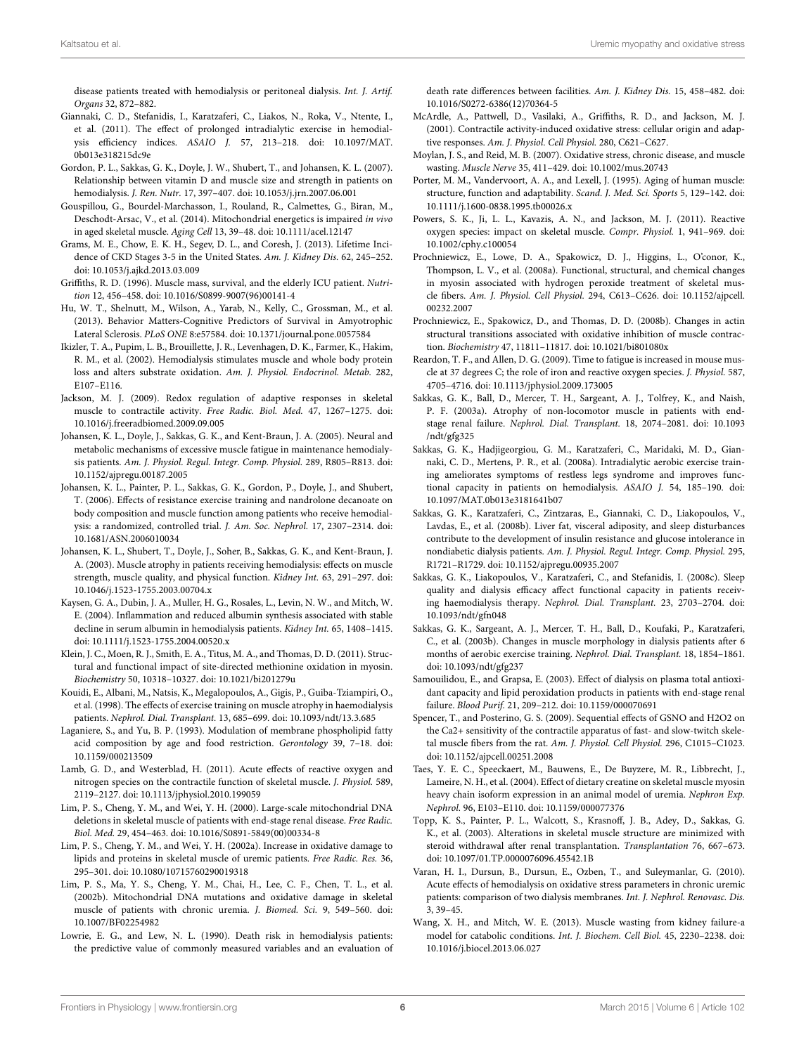disease patients treated with hemodialysis or peritoneal dialysis. *Int. J. Artif. Organs* 32, 872–882.

Giannaki, C. D., Stefanidis, I., Karatzaferi, C., Liakos, N., Roka, V., Ntente, I., et al. (2011). The effect of prolonged intradialytic exercise in hemodialysis efficiency indices. *ASAIO J.* 57, 213–218. doi: 10.1097/MAT.0b013e318215dc9e

Gordon, P. L., Sakkas, G. K., Doyle, J. W., Shubert, T., and Johansen, K. L. (2007). Relationship between vitamin D and muscle size and strength in patients on hemodialysis. *J. Ren. Nutr.* 17, 397–407. doi: 10.1053/j.jrn.2007.06.001

Gouspillou, G., Bourdel-Marchasson, I., Rouland, R., Calmettes, G., Biran, M., Deschodt-Arsac, V., et al. (2014). Mitochondrial energetics is impaired *in vivo* in aged skeletal muscle. *Aging Cell* 13, 39–48. doi: 10.1111/acel.12147

Grams, M. E., Chow, E. K. H., Segev, D. L., and Coresh, J. (2013). Lifetime Incidence of CKD Stages 3-5 in the United States. *Am. J. Kidney Dis.* 62, 245–252. doi: 10.1053/j.ajkd.2013.03.009

Griffiths, R. D. (1996). Muscle mass, survival, and the elderly ICU patient. *Nutrition* 12, 456–458. doi: 10.1016/S0899-9007(96)00141-4

Hu, W. T., Shelnutt, M., Wilson, A., Yarab, N., Kelly, C., Grossman, M., et al. (2013). Behavior Matters-Cognitive Predictors of Survival in Amyotrophic Lateral Sclerosis. *PLoS ONE* 8:e57584. doi: 10.1371/journal.pone.0057584

Ikizler, T. A., Pupim, L. B., Brouillette, J. R., Levenhagen, D. K., Farmer, K., Hakim, R. M., et al. (2002). Hemodialysis stimulates muscle and whole body protein loss and alters substrate oxidation. *Am. J. Physiol. Endocrinol. Metab.* 282, E107–E116.

Jackson, M. J. (2009). Redox regulation of adaptive responses in skeletal muscle to contractile activity. *Free Radic. Biol. Med.* 47, 1267–1275. doi: 10.1016/j.freeradbiomed.2009.09.005

Johansen, K. L., Doyle, J., Sakkas, G. K., and Kent-Braun, J. A. (2005). Neural and metabolic mechanisms of excessive muscle fatigue in maintenance hemodialysis patients. *Am. J. Physiol. Regul. Integr. Comp. Physiol.* 289, R805–R813. doi: 10.1152/ajpregu.00187.2005

Johansen, K. L., Painter, P. L., Sakkas, G. K., Gordon, P., Doyle, J., and Shubert, T. (2006). Effects of resistance exercise training and nandrolone decanoate on body composition and muscle function among patients who receive hemodialysis: a randomized, controlled trial. *J. Am. Soc. Nephrol.* 17, 2307–2314. doi: 10.1681/ASN.2006010034

Johansen, K. L., Shubert, T., Doyle, J., Soher, B., Sakkas, G. K., and Kent-Braun, J. A. (2003). Muscle atrophy in patients receiving hemodialysis: effects on muscle strength, muscle quality, and physical function. *Kidney Int.* 63, 291–297. doi: 10.1046/j.1523-1755.2003.00704.x

Kaysen, G. A., Dubin, J. A., Muller, H. G., Rosales, L., Levin, N. W., and Mitch, W. E. (2004). Inflammation and reduced albumin synthesis associated with stable decline in serum albumin in hemodialysis patients. *Kidney Int.* 65, 1408–1415. doi: 10.1111/j.1523-1755.2004.00520.x

Klein, J. C., Moen, R. J., Smith, E. A., Titus, M. A., and Thomas, D. D. (2011). Structural and functional impact of site-directed methionine oxidation in myosin. *Biochemistry* 50, 10318–10327. doi: 10.1021/bi201279u

Kouidi, E., Albani, M., Natsis, K., Megalopoulos, A., Gigis, P., Guiba-Tziampiri, O., et al. (1998). The effects of exercise training on muscle atrophy in haemodialysis patients. *Nephrol. Dial. Transplant.* 13, 685–699. doi: 10.1093/ndt/13.3.685

Laganiere, S., and Yu, B. P. (1993). Modulation of membrane phospholipid fatty acid composition by age and food restriction. *Gerontology* 39, 7–18. doi: 10.1159/000213509

Lamb, G. D., and Westerblad, H. (2011). Acute effects of reactive oxygen and nitrogen species on the contractile function of skeletal muscle. *J. Physiol.* 589, 2119–2127. doi: 10.1113/jphysiol.2010.199059

Lim, P. S., Cheng, Y. M., and Wei, Y. H. (2000). Large-scale mitochondrial DNA deletions in skeletal muscle of patients with end-stage renal disease. *Free Radic. Biol. Med.* 29, 454–463. doi: 10.1016/S0891-5849(00)00334-8

Lim, P. S., Cheng, Y. M., and Wei, Y. H. (2002a). Increase in oxidative damage to lipids and proteins in skeletal muscle of uremic patients. *Free Radic. Res.* 36, 295–301. doi: 10.1080/10715760290019318

Lim, P. S., Ma, Y. S., Cheng, Y. M., Chai, H., Lee, C. F., Chen, T. L., et al. (2002b). Mitochondrial DNA mutations and oxidative damage in skeletal muscle of patients with chronic uremia. *J. Biomed. Sci.* 9, 549–560. doi: 10.1007/BF02254982

Lowrie, E. G., and Lew, N. L. (1990). Death risk in hemodialysis patients: the predictive value of commonly measured variables and an evaluation of death rate differences between facilities. *Am. J. Kidney Dis.* 15, 458–482. doi: 10.1016/S0272-6386(12)70364-5

McArdle, A., Pattwell, D., Vasilaki, A., Griffiths, R. D., and Jackson, M. J. (2001). Contractile activity-induced oxidative stress: cellular origin and adaptive responses. *Am. J. Physiol. Cell Physiol.* 280, C621–C627.

Moylan, J. S., and Reid, M. B. (2007). Oxidative stress, chronic disease, and muscle wasting. *Muscle Nerve* 35, 411–429. doi: 10.1002/mus.20743

Porter, M. M., Vandervoort, A. A., and Lexell, J. (1995). Aging of human muscle: structure, function and adaptability. *Scand. J. Med. Sci. Sports* 5, 129–142. doi: 10.1111/j.1600-0838.1995.tb00026.x

Powers, S. K., Ji, L. L., Kavazis, A. N., and Jackson, M. J. (2011). Reactive oxygen species: impact on skeletal muscle. *Compr. Physiol.* 1, 941–969. doi: 10.1002/cphy.c100054

Prochniewicz, E., Lowe, D. A., Spakowicz, D. J., Higgins, L., O'conor, K., Thompson, L. V., et al. (2008a). Functional, structural, and chemical changes in myosin associated with hydrogen peroxide treatment of skeletal muscle fibers. *Am. J. Physiol. Cell Physiol.* 294, C613–C626. doi: 10.1152/ajpcell.00232.2007

Prochniewicz, E., Spakowicz, D., and Thomas, D. D. (2008b). Changes in actin structural transitions associated with oxidative inhibition of muscle contraction. *Biochemistry* 47, 11811–11817. doi: 10.1021/bi801080x

Reardon, T. F., and Allen, D. G. (2009). Time to fatigue is increased in mouse muscle at 37 degrees C; the role of iron and reactive oxygen species. *J. Physiol.* 587, 4705–4716. doi: 10.1113/jphysiol.2009.173005

Sakkas, G. K., Ball, D., Mercer, T. H., Sargeant, A. J., Tolfrey, K., and Naish, P. F. (2003a). Atrophy of non-locomotor muscle in patients with end-stage renal failure. *Nephrol. Dial. Transplant.* 18, 2074–2081. doi: 10.1093/ndt/gfg325

Sakkas, G. K., Hadjigeorgiou, G. M., Karatzaferi, C., Maridaki, M. D., Giannaki, C. D., Mertens, P. R., et al. (2008a). Intradialytic aerobic exercise training ameliorates symptoms of restless legs syndrome and improves functional capacity in patients on hemodialysis. *ASAIO J.* 54, 185–190. doi: 10.1097/MAT.0b013e3181641b07

Sakkas, G. K., Karatzaferi, C., Zintzaras, E., Giannaki, C. D., Liakopoulos, V., Lavdas, E., et al. (2008b). Liver fat, visceral adiposity, and sleep disturbances contribute to the development of insulin resistance and glucose intolerance in nondiabetic dialysis patients. *Am. J. Physiol. Regul. Integr. Comp. Physiol.* 295, R1721–R1729. doi: 10.1152/ajpregu.00935.2007

Sakkas, G. K., Liakopoulos, V., Karatzaferi, C., and Stefanidis, I. (2008c). Sleep quality and dialysis efficacy affect functional capacity in patients receiving haemodialysis therapy. *Nephrol. Dial. Transplant.* 23, 2703–2704. doi: 10.1093/ndt/gfn048

Sakkas, G. K., Sargeant, A. J., Mercer, T. H., Ball, D., Koufaki, P., Karatzaferi, C., et al. (2003b). Changes in muscle morphology in dialysis patients after 6 months of aerobic exercise training. *Nephrol. Dial. Transplant.* 18, 1854–1861. doi: 10.1093/ndt/gfg237

Samouilidou, E., and Grapsa, E. (2003). Effect of dialysis on plasma total antioxidant capacity and lipid peroxidation products in patients with end-stage renal failure. *Blood Purif.* 21, 209–212. doi: 10.1159/000070691

Spencer, T., and Posterino, G. S. (2009). Sequential effects of GSNO and H2O2 on the Ca2+ sensitivity of the contractile apparatus of fast- and slow-twitch skeletal muscle fibers from the rat. *Am. J. Physiol. Cell Physiol.* 296, C1015–C1023. doi: 10.1152/ajpcell.00251.2008

Taes, Y. E. C., Speeckaert, M., Bauwens, E., De Buyzere, M. R., Libbrecht, J., Lameire, N. H., et al. (2004). Effect of dietary creatine on skeletal muscle myosin heavy chain isoform expression in an animal model of uremia. *Nephron Exp. Nephrol.* 96, E103–E110. doi: 10.1159/000077376

Topp, K. S., Painter, P. L., Walcott, S., Krasnoff, J. B., Adey, D., Sakkas, G. K., et al. (2003). Alterations in skeletal muscle structure are minimized with steroid withdrawal after renal transplantation. *Transplantation* 76, 667–673. doi: 10.1097/01.TP.0000076096.45542.1B

Varan, H. I., Dursun, B., Dursun, E., Ozben, T., and Suleymanlar, G. (2010). Acute effects of hemodialysis on oxidative stress parameters in chronic uremic patients: comparison of two dialysis membranes. *Int. J. Nephrol. Renovasc. Dis.* 3, 39–45.

Wang, X. H., and Mitch, W. E. (2013). Muscle wasting from kidney failure-a model for catabolic conditions. *Int. J. Biochem. Cell Biol.* 45, 2230–2238. doi: 10.1016/j.biocel.2013.06.027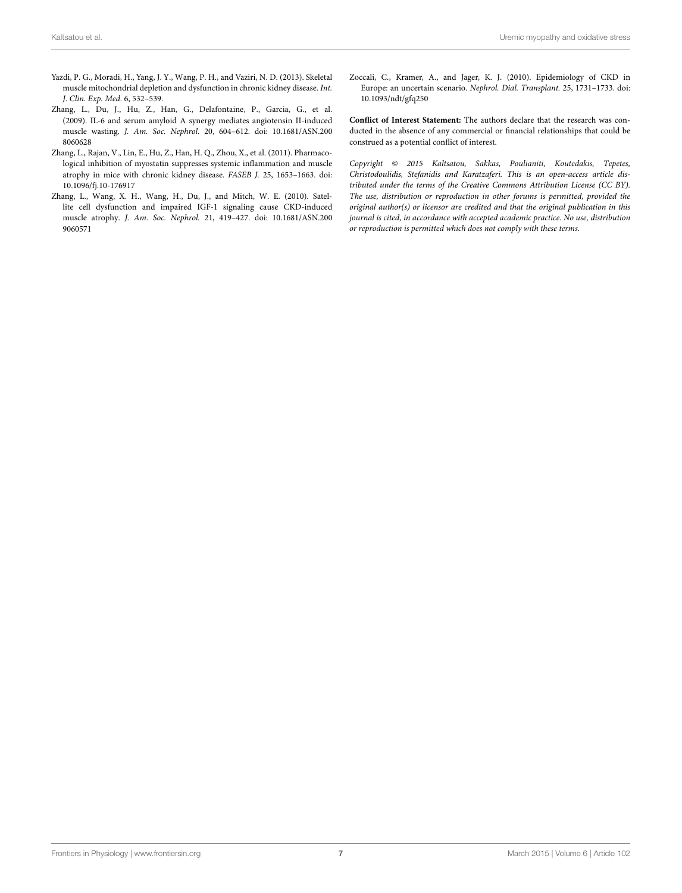Yazdi, P. G., Moradi, H., Yang, J. Y., Wang, P. H., and Vaziri, N. D. (2013). Skeletal muscle mitochondrial depletion and dysfunction in chronic kidney disease. *Int. J. Clin. Exp. Med.* 6, 532–539.

Zhang, L., Du, J., Hu, Z., Han, G., Delafontaine, P., Garcia, G., et al. (2009). IL-6 and serum amyloid A synergy mediates angiotensin II-induced muscle wasting. *J. Am. Soc. Nephrol.* 20, 604–612. doi: 10.1681/ASN.2008060628

Zhang, L., Rajan, V., Lin, E., Hu, Z., Han, H. Q., Zhou, X., et al. (2011). Pharmacological inhibition of myostatin suppresses systemic inflammation and muscle atrophy in mice with chronic kidney disease. *FASEB J.* 25, 1653–1663. doi: 10.1096/fj.10-176917

Zhang, L., Wang, X. H., Wang, H., Du, J., and Mitch, W. E. (2010). Satellite cell dysfunction and impaired IGF-1 signaling cause CKD-induced muscle atrophy. *J. Am. Soc. Nephrol.* 21, 419–427. doi: 10.1681/ASN.2009060571

Zoccali, C., Kramer, A., and Jager, K. J. (2010). Epidemiology of CKD in Europe: an uncertain scenario. *Nephrol. Dial. Transplant.* 25, 1731–1733. doi: 10.1093/ndt/gfq250

**Conflict of Interest Statement:** The authors declare that the research was conducted in the absence of any commercial or financial relationships that could be construed as a potential conflict of interest.

*Copyright © 2015 Kaltsatou, Sakkas, Poulianiti, Koutedakis, Tepetes, Christodoulidis, Stefanidis and Karatzaferi. This is an open-access article distributed under the terms of the Creative Commons Attribution License (CC BY). The use, distribution or reproduction in other forums is permitted, provided the original author(s) or licensor are credited and that the original publication in this journal is cited, in accordance with accepted academic practice. No use, distribution or reproduction is permitted which does not comply with these terms.*